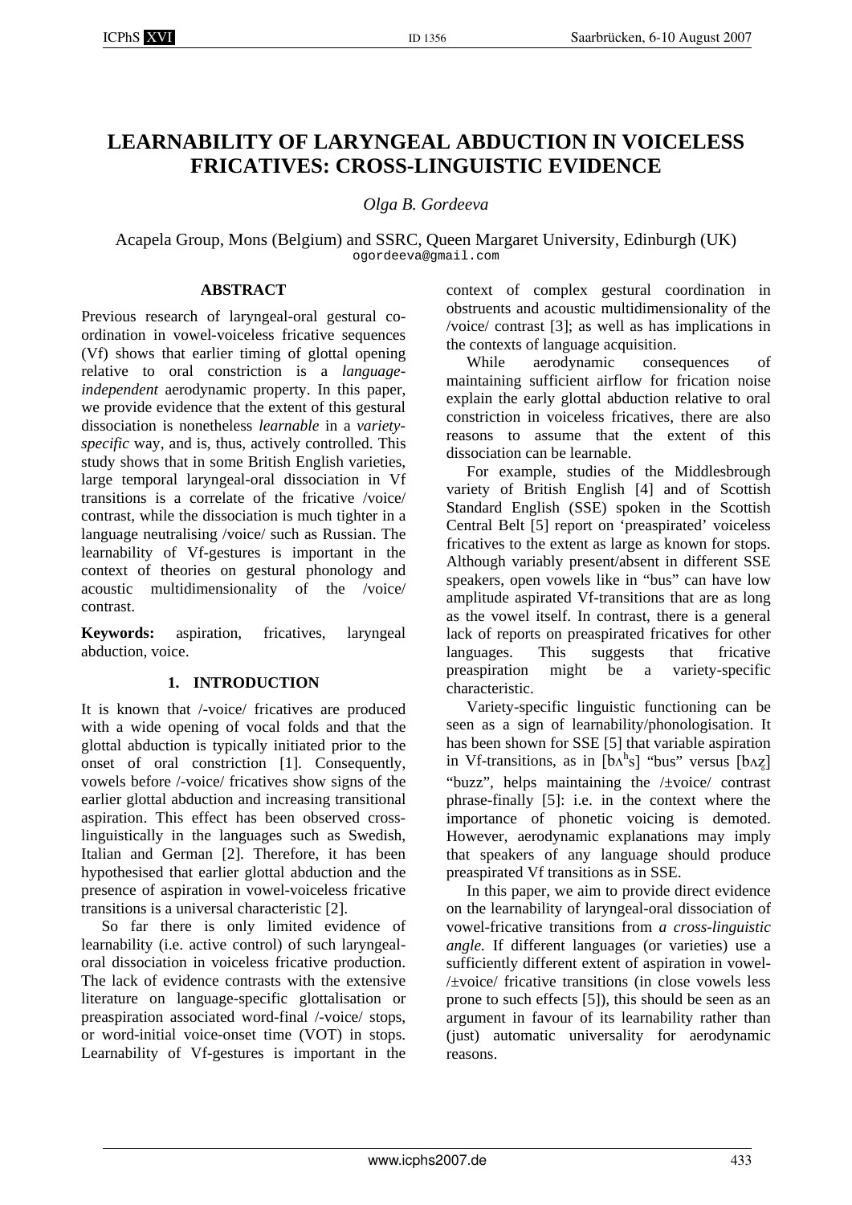# LEARNABILITY OF LARYNGEAL ABDUCTION IN VOICELESS FRICATIVES: CROSS-LINGUISTIC EVIDENCE

*Olga B. Gordeeva*

Acapela Group, Mons (Belgium) and SSRC, Queen Margaret University, Edinburgh (UK)
ogordeeva@gmail.com

## ABSTRACT

Previous research of laryngeal-oral gestural co-ordination in vowel-voiceless fricative sequences (Vf) shows that earlier timing of glottal opening relative to oral constriction is a *language-independent* aerodynamic property. In this paper, we provide evidence that the extent of this gestural dissociation is nonetheless *learnable* in a *variety-specific* way, and is, thus, actively controlled. This study shows that in some British English varieties, large temporal laryngeal-oral dissociation in Vf transitions is a correlate of the fricative /voice/ contrast, while the dissociation is much tighter in a language neutralising /voice/ such as Russian. The learnability of Vf-gestures is important in the context of theories on gestural phonology and acoustic multidimensionality of the /voice/ contrast.

**Keywords:** aspiration, fricatives, laryngeal abduction, voice.

## 1. INTRODUCTION

It is known that /-voice/ fricatives are produced with a wide opening of vocal folds and that the glottal abduction is typically initiated prior to the onset of oral constriction [1]. Consequently, vowels before /-voice/ fricatives show signs of the earlier glottal abduction and increasing transitional aspiration. This effect has been observed cross-linguistically in the languages such as Swedish, Italian and German [2]. Therefore, it has been hypothesised that earlier glottal abduction and the presence of aspiration in vowel-voiceless fricative transitions is a universal characteristic [2].

So far there is only limited evidence of learnability (i.e. active control) of such laryngeal-oral dissociation in voiceless fricative production. The lack of evidence contrasts with the extensive literature on language-specific glottalisation or preaspiration associated word-final /-voice/ stops, or word-initial voice-onset time (VOT) in stops. Learnability of Vf-gestures is important in the context of complex gestural coordination in obstruents and acoustic multidimensionality of the /voice/ contrast [3]; as well as has implications in the contexts of language acquisition.

While aerodynamic consequences of maintaining sufficient airflow for frication noise explain the early glottal abduction relative to oral constriction in voiceless fricatives, there are also reasons to assume that the extent of this dissociation can be learnable.

For example, studies of the Middlesbrough variety of British English [4] and of Scottish Standard English (SSE) spoken in the Scottish Central Belt [5] report on 'preaspirated' voiceless fricatives to the extent as large as known for stops. Although variably present/absent in different SSE speakers, open vowels like in "bus" can have low amplitude aspirated Vf-transitions that are as long as the vowel itself. In contrast, there is a general lack of reports on preaspirated fricatives for other languages. This suggests that fricative preaspiration might be a variety-specific characteristic.

Variety-specific linguistic functioning can be seen as a sign of learnability/phonologisation. It has been shown for SSE [5] that variable aspiration in Vf-transitions, as in [bʌʰs] "bus" versus [bʌz̥] "buzz", helps maintaining the /±voice/ contrast phrase-finally [5]: i.e. in the context where the importance of phonetic voicing is demoted. However, aerodynamic explanations may imply that speakers of any language should produce preaspirated Vf transitions as in SSE.

In this paper, we aim to provide direct evidence on the learnability of laryngeal-oral dissociation of vowel-fricative transitions from *a cross-linguistic angle.* If different languages (or varieties) use a sufficiently different extent of aspiration in vowel-/±voice/ fricative transitions (in close vowels less prone to such effects [5]), this should be seen as an argument in favour of its learnability rather than (just) automatic universality for aerodynamic reasons.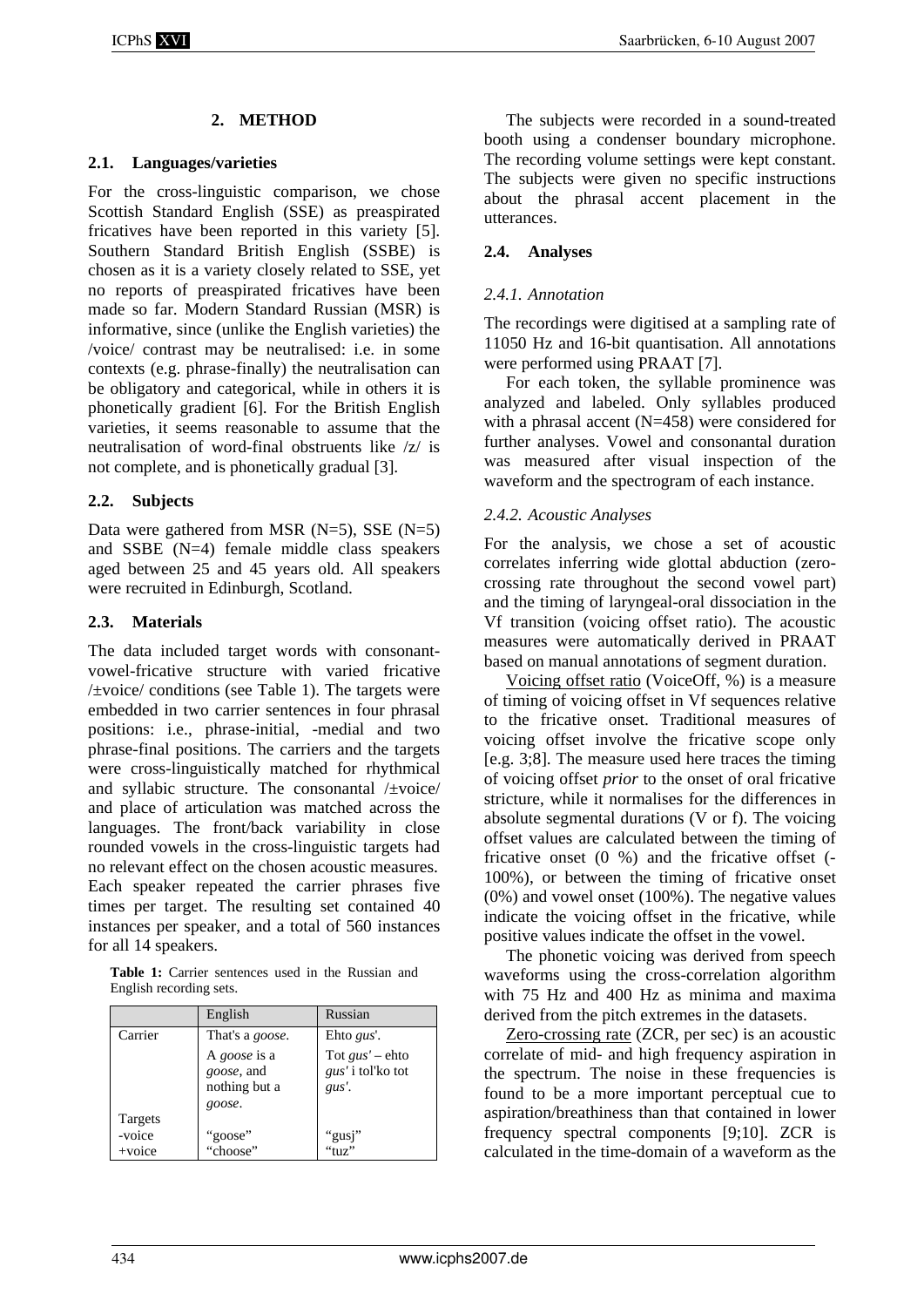## 2. METHOD

### 2.1. Languages/varieties

For the cross-linguistic comparison, we chose Scottish Standard English (SSE) as preaspirated fricatives have been reported in this variety [5]. Southern Standard British English (SSBE) is chosen as it is a variety closely related to SSE, yet no reports of preaspirated fricatives have been made so far. Modern Standard Russian (MSR) is informative, since (unlike the English varieties) the /voice/ contrast may be neutralised: i.e. in some contexts (e.g. phrase-finally) the neutralisation can be obligatory and categorical, while in others it is phonetically gradient [6]. For the British English varieties, it seems reasonable to assume that the neutralisation of word-final obstruents like /z/ is not complete, and is phonetically gradual [3].

### 2.2. Subjects

Data were gathered from MSR (N=5), SSE (N=5) and SSBE (N=4) female middle class speakers aged between 25 and 45 years old. All speakers were recruited in Edinburgh, Scotland.

### 2.3. Materials

The data included target words with consonant-vowel-fricative structure with varied fricative /±voice/ conditions (see Table 1). The targets were embedded in two carrier sentences in four phrasal positions: i.e., phrase-initial, -medial and two phrase-final positions. The carriers and the targets were cross-linguistically matched for rhythmical and syllabic structure. The consonantal /±voice/ and place of articulation was matched across the languages. The front/back variability in close rounded vowels in the cross-linguistic targets had no relevant effect on the chosen acoustic measures. Each speaker repeated the carrier phrases five times per target. The resulting set contained 40 instances per speaker, and a total of 560 instances for all 14 speakers.

**Table 1:** Carrier sentences used in the Russian and English recording sets.

| | English | Russian |
|---|---|---|
| Carrier | That's a *goose*. | Ehto *gus'*. |
| | A *goose* is a *goose*, and nothing but a *goose*. | Tot *gus'* – ehto *gus'* i tol'ko tot *gus'*. |
| Targets | | |
| -voice | "goose" | "gusj" |
| +voice | "choose" | "tuz" |

The subjects were recorded in a sound-treated booth using a condenser boundary microphone. The recording volume settings were kept constant. The subjects were given no specific instructions about the phrasal accent placement in the utterances.

### 2.4. Analyses

#### 2.4.1. Annotation

The recordings were digitised at a sampling rate of 11050 Hz and 16-bit quantisation. All annotations were performed using PRAAT [7].

For each token, the syllable prominence was analyzed and labeled. Only syllables produced with a phrasal accent (N=458) were considered for further analyses. Vowel and consonantal duration was measured after visual inspection of the waveform and the spectrogram of each instance.

#### 2.4.2. Acoustic Analyses

For the analysis, we chose a set of acoustic correlates inferring wide glottal abduction (zero-crossing rate throughout the second vowel part) and the timing of laryngeal-oral dissociation in the Vf transition (voicing offset ratio). The acoustic measures were automatically derived in PRAAT based on manual annotations of segment duration.

Voicing offset ratio (VoiceOff, %) is a measure of timing of voicing offset in Vf sequences relative to the fricative onset. Traditional measures of voicing offset involve the fricative scope only [e.g. 3;8]. The measure used here traces the timing of voicing offset *prior* to the onset of oral fricative stricture, while it normalises for the differences in absolute segmental durations (V or f). The voicing offset values are calculated between the timing of fricative onset (0 %) and the fricative offset (-100%), or between the timing of fricative onset (0%) and vowel onset (100%). The negative values indicate the voicing offset in the fricative, while positive values indicate the offset in the vowel.

The phonetic voicing was derived from speech waveforms using the cross-correlation algorithm with 75 Hz and 400 Hz as minima and maxima derived from the pitch extremes in the datasets.

Zero-crossing rate (ZCR, per sec) is an acoustic correlate of mid- and high frequency aspiration in the spectrum. The noise in these frequencies is found to be a more important perceptual cue to aspiration/breathiness than that contained in lower frequency spectral components [9;10]. ZCR is calculated in the time-domain of a waveform as the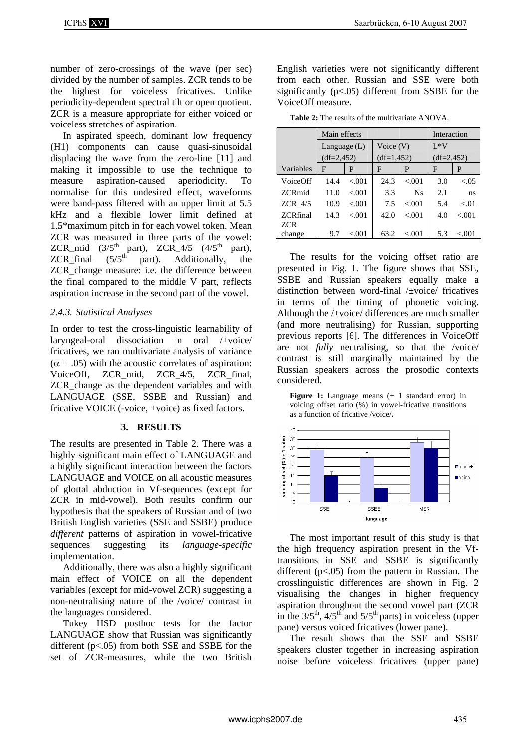number of zero-crossings of the wave (per sec) divided by the number of samples. ZCR tends to be the highest for voiceless fricatives. Unlike periodicity-dependent spectral tilt or open quotient. ZCR is a measure appropriate for either voiced or voiceless stretches of aspiration.

In aspirated speech, dominant low frequency (H1) components can cause quasi-sinusoidal displacing the wave from the zero-line [11] and making it impossible to use the technique to measure aspiration-caused aperiodicity. To normalise for this undesired effect, waveforms were band-pass filtered with an upper limit at 5.5 kHz and a flexible lower limit defined at 1.5*maximum pitch in for each vowel token. Mean ZCR was measured in three parts of the vowel: ZCR_mid ($3/5^{th}$ part), ZCR_4/5 ($4/5^{th}$ part), ZCR_final ($5/5^{th}$ part). Additionally, the ZCR_change measure: i.e. the difference between the final compared to the middle V part, reflects aspiration increase in the second part of the vowel.

### *2.4.3. Statistical Analyses*

In order to test the cross-linguistic learnability of laryngeal-oral dissociation in oral /±voice/ fricatives, we ran multivariate analysis of variance ($\alpha = .05$) with the acoustic correlates of aspiration: VoiceOff, ZCR_mid, ZCR_4/5, ZCR_final, ZCR_change as the dependent variables and with LANGUAGE (SSE, SSBE and Russian) and fricative VOICE (-voice, +voice) as fixed factors.

## 3. RESULTS

The results are presented in Table 2. There was a highly significant main effect of LANGUAGE and a highly significant interaction between the factors LANGUAGE and VOICE on all acoustic measures of glottal abduction in Vf-sequences (except for ZCR in mid-vowel). Both results confirm our hypothesis that the speakers of Russian and of two British English varieties (SSE and SSBE) produce *different* patterns of aspiration in vowel-fricative sequences suggesting its *language-specific* implementation.

Additionally, there was also a highly significant main effect of VOICE on all the dependent variables (except for mid-vowel ZCR) suggesting a non-neutralising nature of the /voice/ contrast in the languages considered.

Tukey HSD posthoc tests for the factor LANGUAGE show that Russian was significantly different ($p<.05$) from both SSE and SSBE for the set of ZCR-measures, while the two British English varieties were not significantly different from each other. Russian and SSE were both significantly ($p<.05$) different from SSBE for the VoiceOff measure.

**Table 2:** The results of the multivariate ANOVA.

| | Main effects | | | | Interaction | |
|---|---|---|---|---|---|---|
| | Language (L) (df=2,452) | | Voice (V) (df=1,452) | | L*V (df=2,452) | |
| Variables | F | P | F | P | F | P |
| VoiceOff | 14.4 | <.001 | 24.3 | <.001 | 3.0 | <.05 |
| ZCRmid | 11.0 | <.001 | 3.3 | Ns | 2.1 | ns |
| ZCR_4/5 | 10.9 | <.001 | 7.5 | <.001 | 5.4 | <.01 |
| ZCRfinal | 14.3 | <.001 | 42.0 | <.001 | 4.0 | <.001 |
| ZCR change | 9.7 | <.001 | 63.2 | <.001 | 5.3 | <.001 |

The results for the voicing offset ratio are presented in Fig. 1. The figure shows that SSE, SSBE and Russian speakers equally make a distinction between word-final /±voice/ fricatives in terms of the timing of phonetic voicing. Although the /±voice/ differences are much smaller (and more neutralising) for Russian, supporting previous reports [6]. The differences in VoiceOff are not *fully* neutralising, so that the /voice/ contrast is still marginally maintained by the Russian speakers across the prosodic contexts considered.

**Figure 1:** Language means (+ 1 standard error) in voicing offset ratio (%) in vowel-fricative transitions as a function of fricative /voice/**.**

The most important result of this study is that the high frequency aspiration present in the Vf-transitions in SSE and SSBE is significantly different ($p<.05$) from the pattern in Russian. The crosslinguistic differences are shown in Fig. 2 visualising the changes in higher frequency aspiration throughout the second vowel part (ZCR in the $3/5^{th}$, $4/5^{th}$ and $5/5^{th}$ parts) in voiceless (upper pane) versus voiced fricatives (lower pane).

The result shows that the SSE and SSBE speakers cluster together in increasing aspiration noise before voiceless fricatives (upper pane)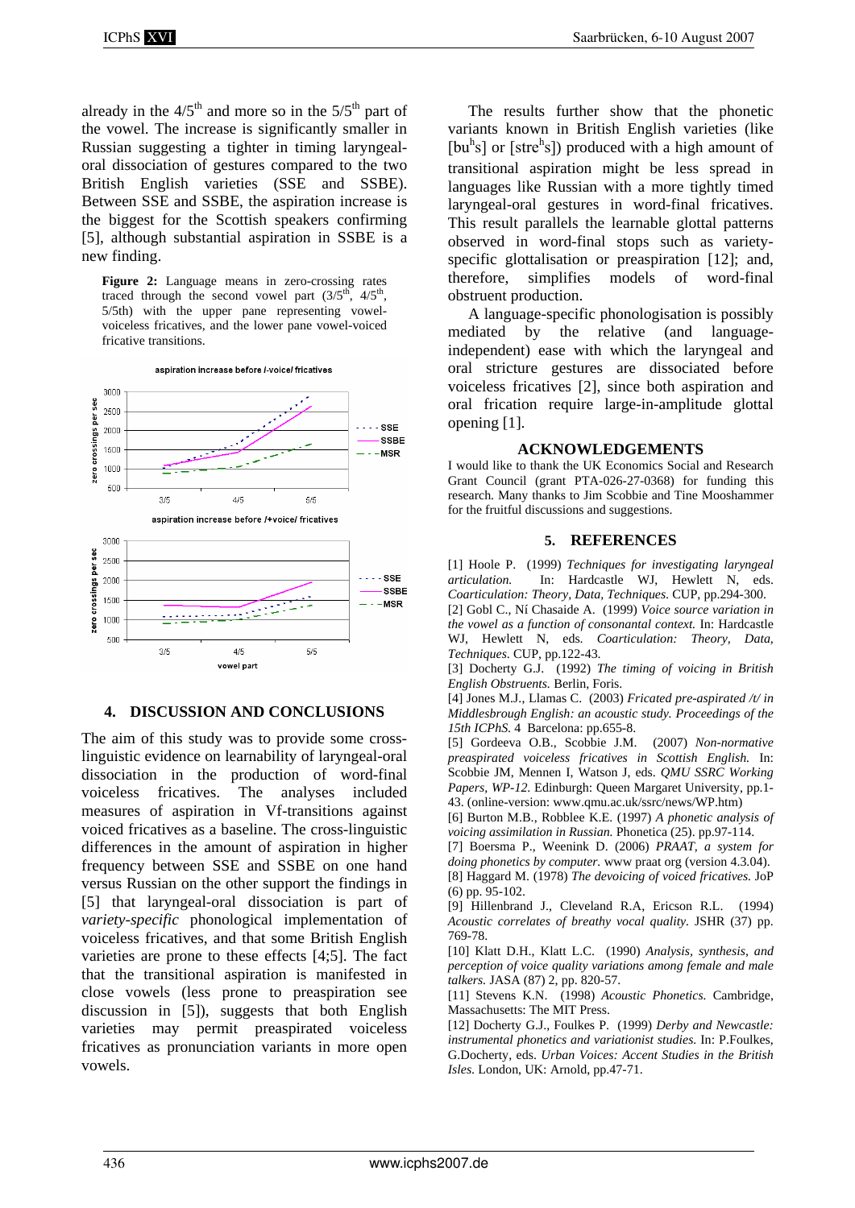already in the $4/5^{th}$ and more so in the $5/5^{th}$ part of the vowel. The increase is significantly smaller in Russian suggesting a tighter in timing laryngeal-oral dissociation of gestures compared to the two British English varieties (SSE and SSBE). Between SSE and SSBE, the aspiration increase is the biggest for the Scottish speakers confirming [5], although substantial aspiration in SSBE is a new finding.

**Figure 2:** Language means in zero-crossing rates traced through the second vowel part ($3/5^{th}$, $4/5^{th}$, 5/5th) with the upper pane representing vowel-voiceless fricatives, and the lower pane vowel-voiced fricative transitions.

aspiration increase before /-voice/ fricatives

zero crossings per sec

3000
2500
2000
1500
1000
500

3/5
4/5
5/5

SSE
SSBE
MSR

aspiration increase before /+voice/ fricatives

zero crossings per sec

3000
2500
2000
1500
1000
500

3/5
4/5
5/5

vowel part

SSE
SSBE
MSR

## 4. DISCUSSION AND CONCLUSIONS

The aim of this study was to provide some cross-linguistic evidence on learnability of laryngeal-oral dissociation in the production of word-final voiceless fricatives. The analyses included measures of aspiration in Vf-transitions against voiced fricatives as a baseline. The cross-linguistic differences in the amount of aspiration in higher frequency between SSE and SSBE on one hand versus Russian on the other support the findings in [5] that laryngeal-oral dissociation is part of *variety-specific* phonological implementation of voiceless fricatives, and that some British English varieties are prone to these effects [4;5]. The fact that the transitional aspiration is manifested in close vowels (less prone to preaspiration see discussion in [5]), suggests that both English varieties may permit preaspirated voiceless fricatives as pronunciation variants in more open vowels.

The results further show that the phonetic variants known in British English varieties (like [$bu^hs$] or [$stre^hs$]) produced with a high amount of transitional aspiration might be less spread in languages like Russian with a more tightly timed laryngeal-oral gestures in word-final fricatives. This result parallels the learnable glottal patterns observed in word-final stops such as variety-specific glottalisation or preaspiration [12]; and, therefore, simplifies models of word-final obstruent production.

A language-specific phonologisation is possibly mediated by the relative (and language-independent) ease with which the laryngeal and oral stricture gestures are dissociated before voiceless fricatives [2], since both aspiration and oral frication require large-in-amplitude glottal opening [1].

## ACKNOWLEDGEMENTS

I would like to thank the UK Economics Social and Research Grant Council (grant PTA-026-27-0368) for funding this research. Many thanks to Jim Scobbie and Tine Mooshammer for the fruitful discussions and suggestions.

## 5. REFERENCES

[1] Hoole P. (1999) *Techniques for investigating laryngeal articulation.* In: Hardcastle WJ, Hewlett N, eds. *Coarticulation: Theory, Data, Techniques.* CUP, pp.294-300.

[2] Gobl C., Ní Chasaide A. (1999) *Voice source variation in the vowel as a function of consonantal context.* In: Hardcastle WJ, Hewlett N, eds. *Coarticulation: Theory, Data, Techniques.* CUP, pp.122-43.

[3] Docherty G.J. (1992) *The timing of voicing in British English Obstruents.* Berlin, Foris.

[4] Jones M.J., Llamas C. (2003) *Fricated pre-aspirated /t/ in Middlesbrough English: an acoustic study. Proceedings of the 15th ICPhS.* 4 Barcelona: pp.655-8.

[5] Gordeeva O.B., Scobbie J.M. (2007) *Non-normative preaspirated voiceless fricatives in Scottish English.* In: Scobbie JM, Mennen I, Watson J, eds. *QMU SSRC Working Papers, WP-12.* Edinburgh: Queen Margaret University, pp.1-43. (online-version: www.qmu.ac.uk/ssrc/news/WP.htm)

[6] Burton M.B., Robblee K.E. (1997) *A phonetic analysis of voicing assimilation in Russian.* Phonetica (25). pp.97-114.

[7] Boersma P., Weenink D. (2006) *PRAAT, a system for doing phonetics by computer.* www praat org (version 4.3.04).

[8] Haggard M. (1978) *The devoicing of voiced fricatives.* JoP (6) pp. 95-102.

[9] Hillenbrand J., Cleveland R.A, Ericson R.L. (1994) *Acoustic correlates of breathy vocal quality.* JSHR (37) pp. 769-78.

[10] Klatt D.H., Klatt L.C. (1990) *Analysis, synthesis, and perception of voice quality variations among female and male talkers.* JASA (87) 2, pp. 820-57.

[11] Stevens K.N. (1998) *Acoustic Phonetics.* Cambridge, Massachusetts: The MIT Press.

[12] Docherty G.J., Foulkes P. (1999) *Derby and Newcastle: instrumental phonetics and variationist studies.* In: P.Foulkes, G.Docherty, eds. *Urban Voices: Accent Studies in the British Isles.* London, UK: Arnold, pp.47-71.